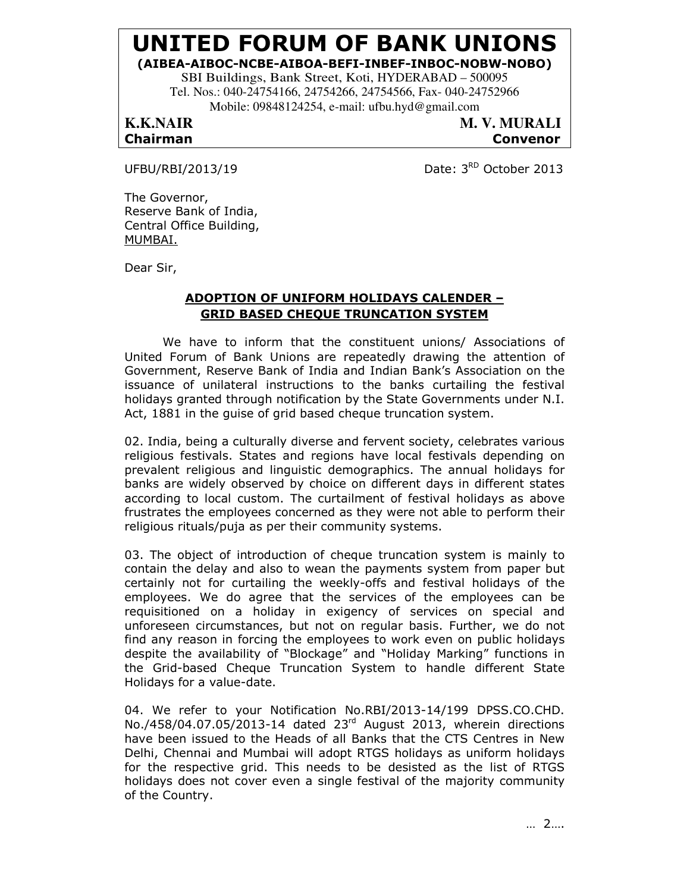# UNITED FORUM OF BANK UNIONS

**(AIBEA-AIBOC-NCBE-AIBOA-BEFI-INBEF-INBOC-NOBW-NOBO)**

SBI Buildings, Bank Street, Koti, HYDERABAD – 500095
Tel. Nos.: 040-24754166, 24754266, 24754566, Fax- 040-24752966
Mobile: 09848124254, e-mail: ufbu.hyd@gmail.com

**K.K.NAIR**
**Chairman**

**M. V. MURALI**
**Convenor**

UFBU/RBI/2013/19

Date: 3RD October 2013

The Governor,
Reserve Bank of India,
Central Office Building,
MUMBAI.

Dear Sir,

**ADOPTION OF UNIFORM HOLIDAYS CALENDER –**
**GRID BASED CHEQUE TRUNCATION SYSTEM**

We have to inform that the constituent unions/ Associations of United Forum of Bank Unions are repeatedly drawing the attention of Government, Reserve Bank of India and Indian Bank's Association on the issuance of unilateral instructions to the banks curtailing the festival holidays granted through notification by the State Governments under N.I. Act, 1881 in the guise of grid based cheque truncation system.

02. India, being a culturally diverse and fervent society, celebrates various religious festivals. States and regions have local festivals depending on prevalent religious and linguistic demographics. The annual holidays for banks are widely observed by choice on different days in different states according to local custom. The curtailment of festival holidays as above frustrates the employees concerned as they were not able to perform their religious rituals/puja as per their community systems.

03. The object of introduction of cheque truncation system is mainly to contain the delay and also to wean the payments system from paper but certainly not for curtailing the weekly-offs and festival holidays of the employees. We do agree that the services of the employees can be requisitioned on a holiday in exigency of services on special and unforeseen circumstances, but not on regular basis. Further, we do not find any reason in forcing the employees to work even on public holidays despite the availability of "Blockage" and "Holiday Marking" functions in the Grid-based Cheque Truncation System to handle different State Holidays for a value-date.

04. We refer to your Notification No.RBI/2013-14/199 DPSS.CO.CHD. No./458/04.07.05/2013-14 dated 23rd August 2013, wherein directions have been issued to the Heads of all Banks that the CTS Centres in New Delhi, Chennai and Mumbai will adopt RTGS holidays as uniform holidays for the respective grid. This needs to be desisted as the list of RTGS holidays does not cover even a single festival of the majority community of the Country.

… 2….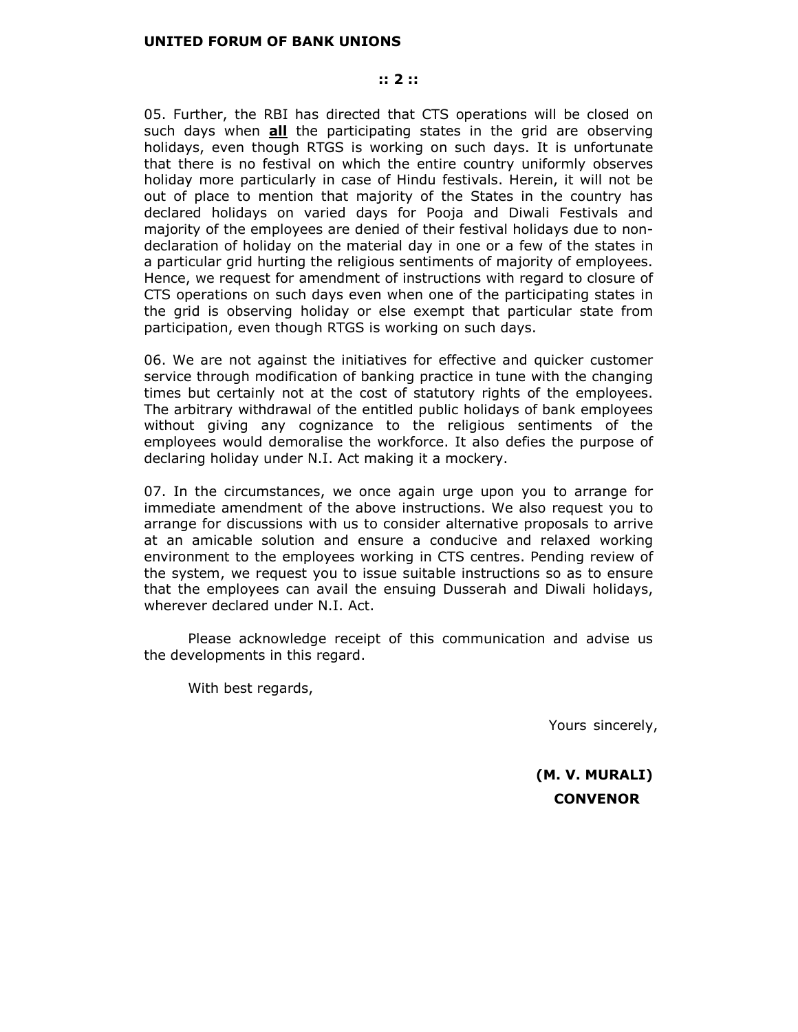05. Further, the RBI has directed that CTS operations will be closed on such days when **all** the participating states in the grid are observing holidays, even though RTGS is working on such days. It is unfortunate that there is no festival on which the entire country uniformly observes holiday more particularly in case of Hindu festivals. Herein, it will not be out of place to mention that majority of the States in the country has declared holidays on varied days for Pooja and Diwali Festivals and majority of the employees are denied of their festival holidays due to non-declaration of holiday on the material day in one or a few of the states in a particular grid hurting the religious sentiments of majority of employees. Hence, we request for amendment of instructions with regard to closure of CTS operations on such days even when one of the participating states in the grid is observing holiday or else exempt that particular state from participation, even though RTGS is working on such days.

06. We are not against the initiatives for effective and quicker customer service through modification of banking practice in tune with the changing times but certainly not at the cost of statutory rights of the employees. The arbitrary withdrawal of the entitled public holidays of bank employees without giving any cognizance to the religious sentiments of the employees would demoralise the workforce. It also defies the purpose of declaring holiday under N.I. Act making it a mockery.

07. In the circumstances, we once again urge upon you to arrange for immediate amendment of the above instructions. We also request you to arrange for discussions with us to consider alternative proposals to arrive at an amicable solution and ensure a conducive and relaxed working environment to the employees working in CTS centres. Pending review of the system, we request you to issue suitable instructions so as to ensure that the employees can avail the ensuing Dusserah and Diwali holidays, wherever declared under N.I. Act.

Please acknowledge receipt of this communication and advise us the developments in this regard.

With best regards,

Yours sincerely,

**(M. V. MURALI)**
**CONVENOR**